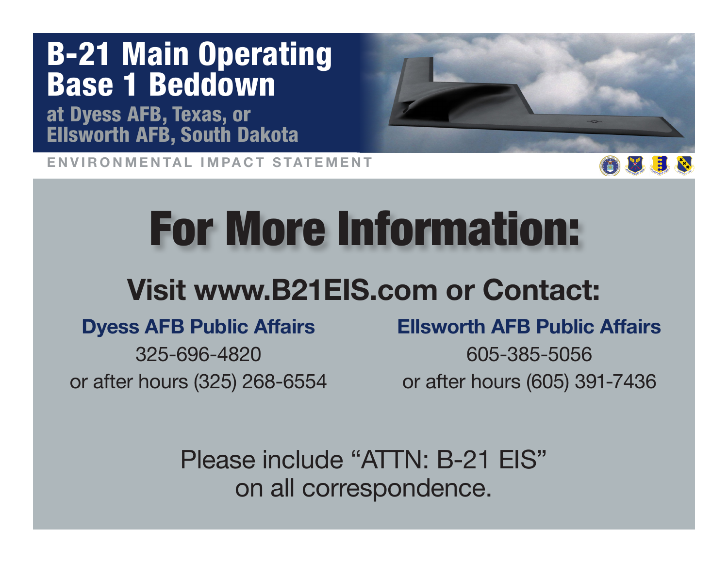# B-21 Main Operating Base 1 Beddown

## at Dyess AFB, Texas, or Ellsworth AFB, South Dakota

ENVIRONMENTAL IMPACT STATEMENT

# For More Information:

## Visit www.B21EIS.com or Contact:

**Dyess AFB Public Affairs**

325-696-4820

or after hours (325) 268-6554

**Ellsworth AFB Public Affairs**

605-385-5056

or after hours (605) 391-7436

Please include "ATTN: B-21 EIS" on all correspondence.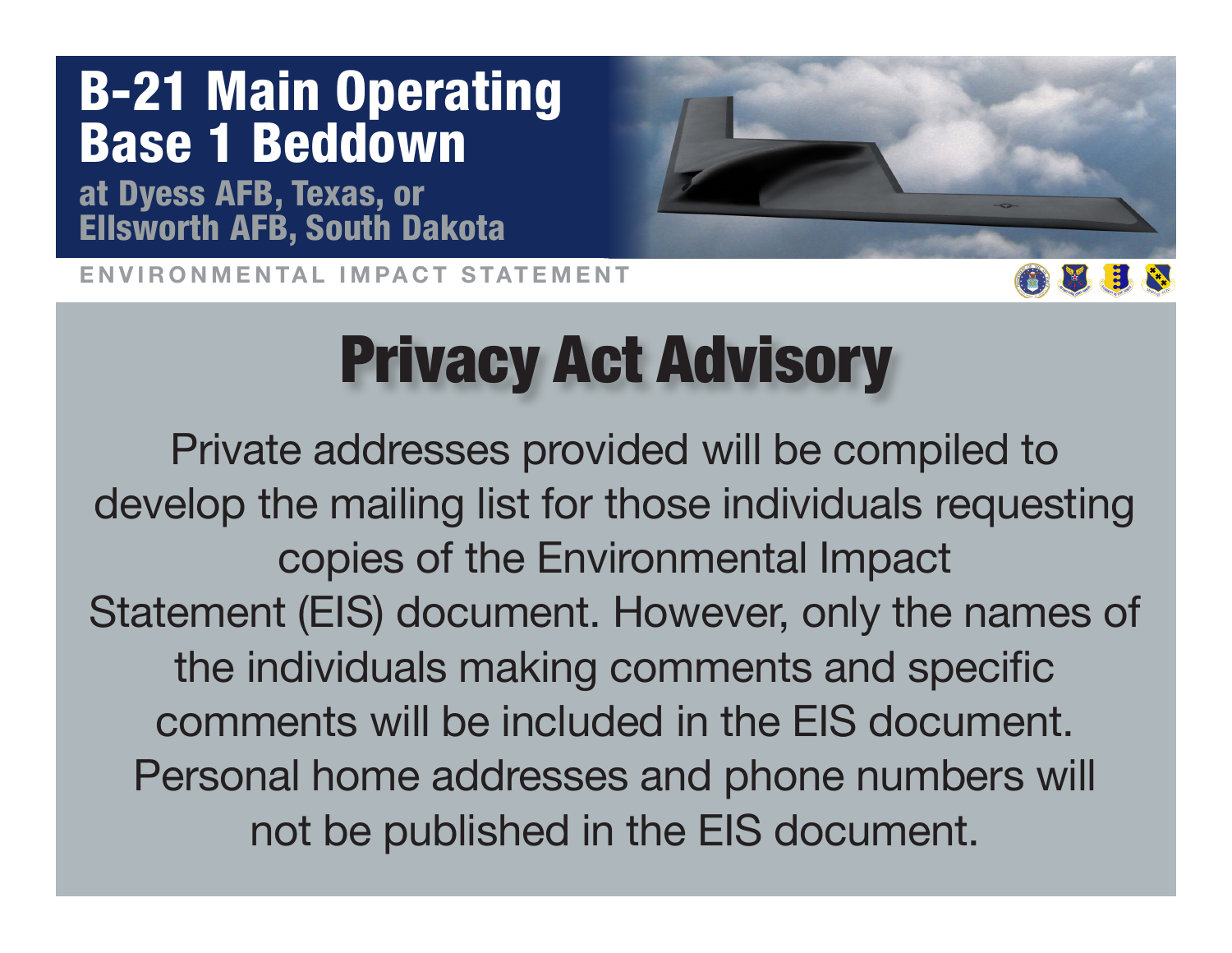# B-21 Main Operating Base 1 Beddown

**at Dyess AFB, Texas, or Ellsworth AFB, South Dakota**

ENVIRONMENTAL IMPACT STATEMENT

## Privacy Act Advisory

Private addresses provided will be compiled to develop the mailing list for those individuals requesting copies of the Environmental Impact Statement (EIS) document. However, only the names of the individuals making comments and specific comments will be included in the EIS document. Personal home addresses and phone numbers will not be published in the EIS document.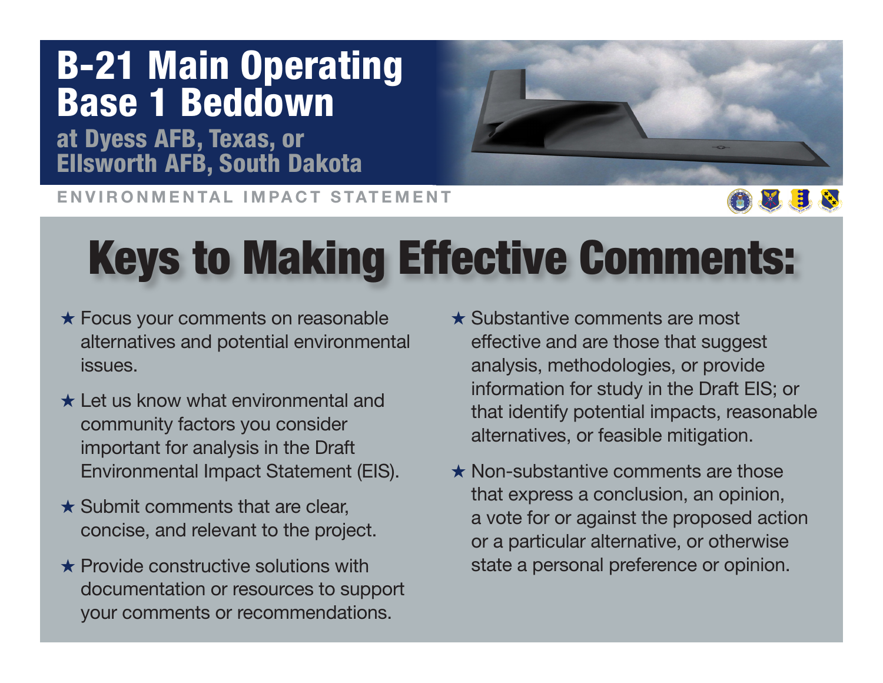# B-21 Main Operating Base 1 Beddown

## at Dyess AFB, Texas, or Ellsworth AFB, South Dakota

ENVIRONMENTAL IMPACT STATEMENT

# Keys to Making Effective Comments:

- ★ Focus your comments on reasonable alternatives and potential environmental issues.
- ★ Let us know what environmental and community factors you consider important for analysis in the Draft Environmental Impact Statement (EIS).
- ★ Submit comments that are clear, concise, and relevant to the project.
- ★ Provide constructive solutions with documentation or resources to support your comments or recommendations.
- ★ Substantive comments are most effective and are those that suggest analysis, methodologies, or provide information for study in the Draft EIS; or that identify potential impacts, reasonable alternatives, or feasible mitigation.
- ★ Non-substantive comments are those that express a conclusion, an opinion, a vote for or against the proposed action or a particular alternative, or otherwise state a personal preference or opinion.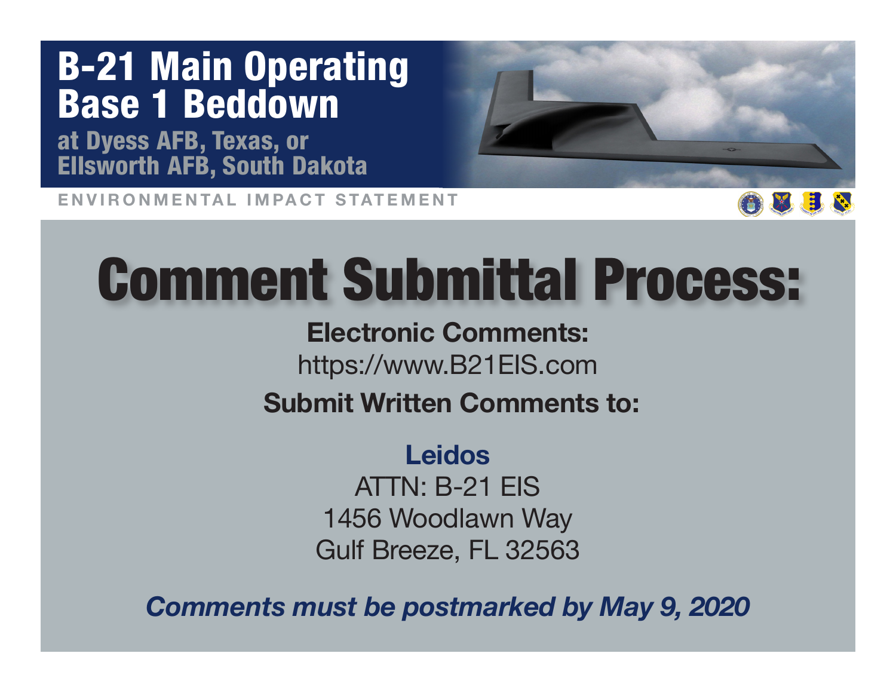# B-21 Main Operating Base 1 Beddown

## at Dyess AFB, Texas, or Ellsworth AFB, South Dakota

ENVIRONMENTAL IMPACT STATEMENT

# Comment Submittal Process:

**Electronic Comments:**

https://www.B21EIS.com

**Submit Written Comments to:**

**Leidos**
ATTN: B-21 EIS
1456 Woodlawn Way
Gulf Breeze, FL 32563

***Comments must be postmarked by May 9, 2020***